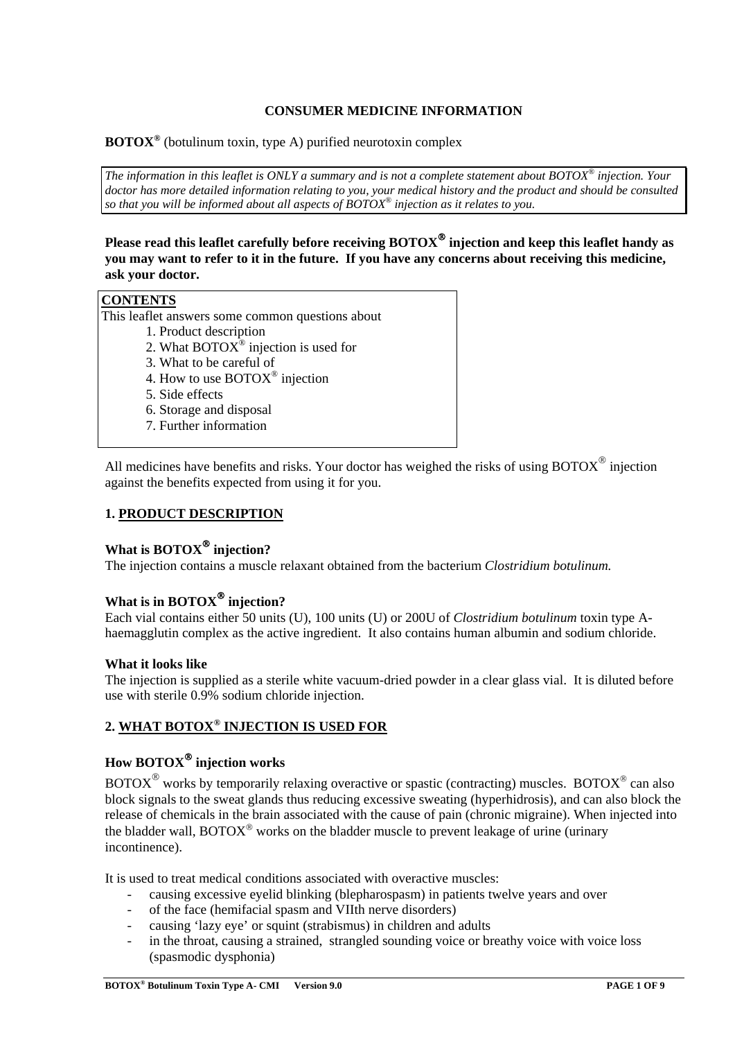# CONSUMER MEDICINE INFORMATION

**BOTOX®** (botulinum toxin, type A) purified neurotoxin complex

*The information in this leaflet is ONLY a summary and is not a complete statement about BOTOX® injection. Your doctor has more detailed information relating to you, your medical history and the product and should be consulted so that you will be informed about all aspects of BOTOX® injection as it relates to you.*

**Please read this leaflet carefully before receiving BOTOX® injection and keep this leaflet handy as you may want to refer to it in the future. If you have any concerns about receiving this medicine, ask your doctor.**

**CONTENTS**

This leaflet answers some common questions about

1. Product description
2. What BOTOX® injection is used for
3. What to be careful of
4. How to use BOTOX® injection
5. Side effects
6. Storage and disposal
7. Further information

All medicines have benefits and risks. Your doctor has weighed the risks of using BOTOX® injection against the benefits expected from using it for you.

## 1. PRODUCT DESCRIPTION

### What is BOTOX® injection?

The injection contains a muscle relaxant obtained from the bacterium *Clostridium botulinum.*

### What is in BOTOX® injection?

Each vial contains either 50 units (U), 100 units (U) or 200U of *Clostridium botulinum* toxin type A-haemagglutin complex as the active ingredient. It also contains human albumin and sodium chloride.

### What it looks like

The injection is supplied as a sterile white vacuum-dried powder in a clear glass vial. It is diluted before use with sterile 0.9% sodium chloride injection.

## 2. WHAT BOTOX® INJECTION IS USED FOR

### How BOTOX® injection works

BOTOX® works by temporarily relaxing overactive or spastic (contracting) muscles. BOTOX® can also block signals to the sweat glands thus reducing excessive sweating (hyperhidrosis), and can also block the release of chemicals in the brain associated with the cause of pain (chronic migraine). When injected into the bladder wall, BOTOX® works on the bladder muscle to prevent leakage of urine (urinary incontinence).

It is used to treat medical conditions associated with overactive muscles:

- causing excessive eyelid blinking (blepharospasm) in patients twelve years and over
- of the face (hemifacial spasm and VIIth nerve disorders)
- causing 'lazy eye' or squint (strabismus) in children and adults
- in the throat, causing a strained, strangled sounding voice or breathy voice with voice loss (spasmodic dysphonia)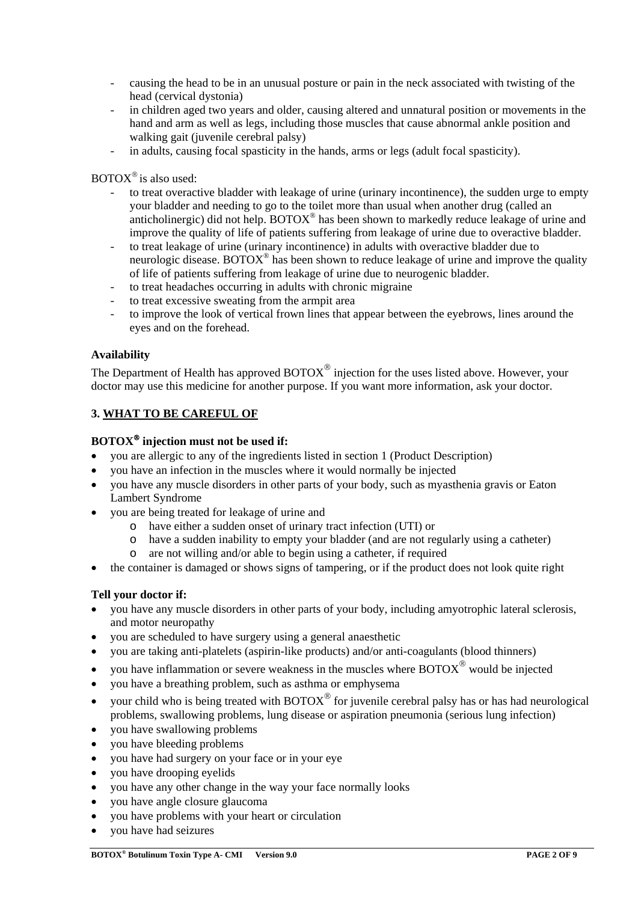- causing the head to be in an unusual posture or pain in the neck associated with twisting of the head (cervical dystonia)
- in children aged two years and older, causing altered and unnatural position or movements in the hand and arm as well as legs, including those muscles that cause abnormal ankle position and walking gait (juvenile cerebral palsy)
- in adults, causing focal spasticity in the hands, arms or legs (adult focal spasticity).

BOTOX® is also used:

- to treat overactive bladder with leakage of urine (urinary incontinence), the sudden urge to empty your bladder and needing to go to the toilet more than usual when another drug (called an anticholinergic) did not help. BOTOX® has been shown to markedly reduce leakage of urine and improve the quality of life of patients suffering from leakage of urine due to overactive bladder.
- to treat leakage of urine (urinary incontinence) in adults with overactive bladder due to neurologic disease. BOTOX® has been shown to reduce leakage of urine and improve the quality of life of patients suffering from leakage of urine due to neurogenic bladder.
- to treat headaches occurring in adults with chronic migraine
- to treat excessive sweating from the armpit area
- to improve the look of vertical frown lines that appear between the eyebrows, lines around the eyes and on the forehead.

### Availability

The Department of Health has approved BOTOX® injection for the uses listed above. However, your doctor may use this medicine for another purpose. If you want more information, ask your doctor.

## 3. WHAT TO BE CAREFUL OF

### BOTOX® injection must not be used if:

- you are allergic to any of the ingredients listed in section 1 (Product Description)
- you have an infection in the muscles where it would normally be injected
- you have any muscle disorders in other parts of your body, such as myasthenia gravis or Eaton Lambert Syndrome
- you are being treated for leakage of urine and
  - have either a sudden onset of urinary tract infection (UTI) or
  - have a sudden inability to empty your bladder (and are not regularly using a catheter)
  - are not willing and/or able to begin using a catheter, if required
- the container is damaged or shows signs of tampering, or if the product does not look quite right

### Tell your doctor if:

- you have any muscle disorders in other parts of your body, including amyotrophic lateral sclerosis, and motor neuropathy
- you are scheduled to have surgery using a general anaesthetic
- you are taking anti-platelets (aspirin-like products) and/or anti-coagulants (blood thinners)
- you have inflammation or severe weakness in the muscles where BOTOX® would be injected
- you have a breathing problem, such as asthma or emphysema
- your child who is being treated with BOTOX® for juvenile cerebral palsy has or has had neurological problems, swallowing problems, lung disease or aspiration pneumonia (serious lung infection)
- you have swallowing problems
- you have bleeding problems
- you have had surgery on your face or in your eye
- you have drooping eyelids
- you have any other change in the way your face normally looks
- you have angle closure glaucoma
- you have problems with your heart or circulation
- you have had seizures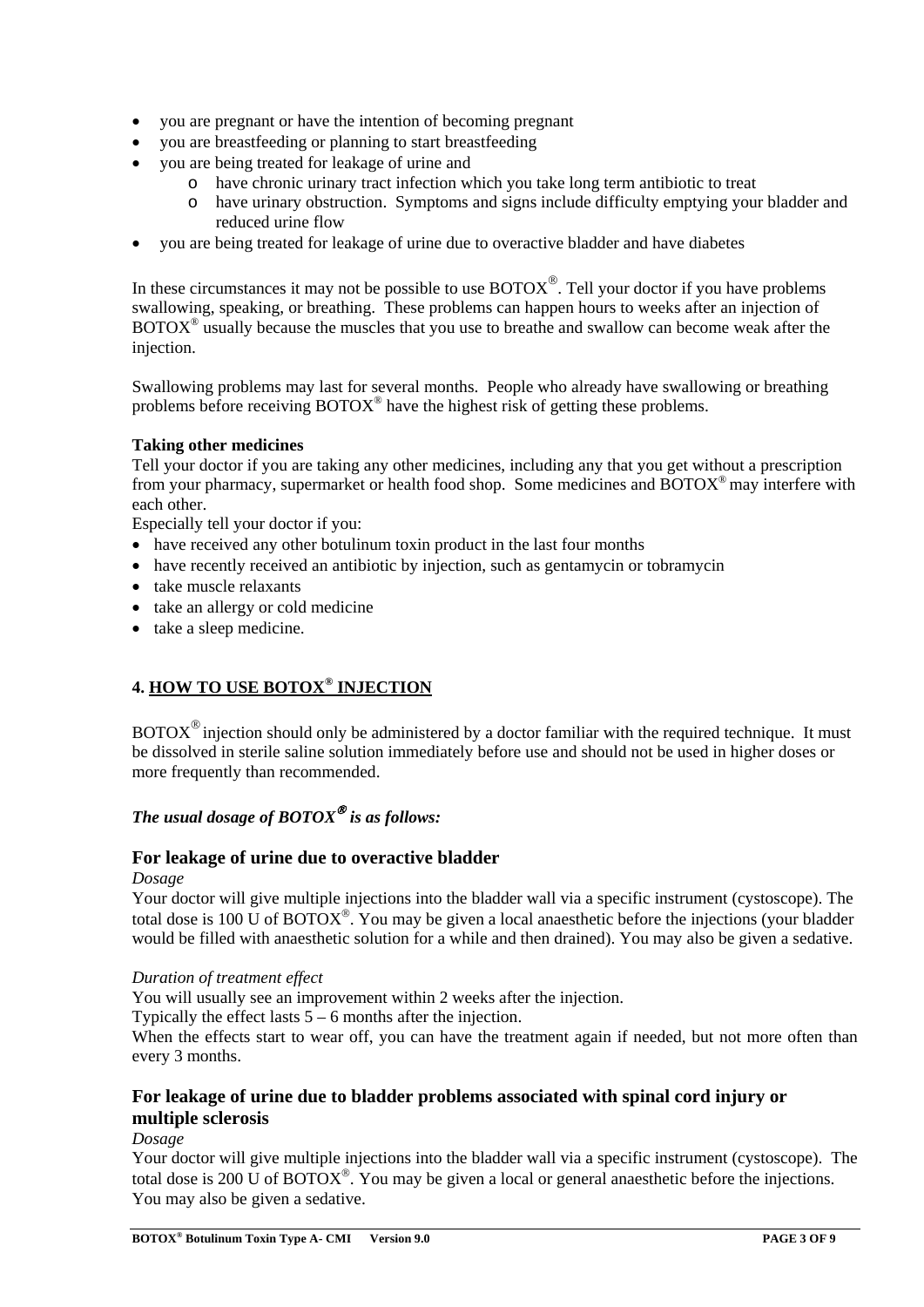- you are pregnant or have the intention of becoming pregnant
- you are breastfeeding or planning to start breastfeeding
- you are being treated for leakage of urine and
    - have chronic urinary tract infection which you take long term antibiotic to treat
    - have urinary obstruction. Symptoms and signs include difficulty emptying your bladder and reduced urine flow
- you are being treated for leakage of urine due to overactive bladder and have diabetes

In these circumstances it may not be possible to use BOTOX®. Tell your doctor if you have problems swallowing, speaking, or breathing. These problems can happen hours to weeks after an injection of BOTOX® usually because the muscles that you use to breathe and swallow can become weak after the injection.

Swallowing problems may last for several months. People who already have swallowing or breathing problems before receiving BOTOX® have the highest risk of getting these problems.

**Taking other medicines**

Tell your doctor if you are taking any other medicines, including any that you get without a prescription from your pharmacy, supermarket or health food shop. Some medicines and BOTOX® may interfere with each other.

Especially tell your doctor if you:

- have received any other botulinum toxin product in the last four months
- have recently received an antibiotic by injection, such as gentamycin or tobramycin
- take muscle relaxants
- take an allergy or cold medicine
- take a sleep medicine.

## 4. HOW TO USE BOTOX® INJECTION

BOTOX® injection should only be administered by a doctor familiar with the required technique. It must be dissolved in sterile saline solution immediately before use and should not be used in higher doses or more frequently than recommended.

***The usual dosage of BOTOX® is as follows:***

### For leakage of urine due to overactive bladder

*Dosage*

Your doctor will give multiple injections into the bladder wall via a specific instrument (cystoscope). The total dose is 100 U of BOTOX®. You may be given a local anaesthetic before the injections (your bladder would be filled with anaesthetic solution for a while and then drained). You may also be given a sedative.

*Duration of treatment effect*

You will usually see an improvement within 2 weeks after the injection.

Typically the effect lasts 5 – 6 months after the injection.

When the effects start to wear off, you can have the treatment again if needed, but not more often than every 3 months.

### For leakage of urine due to bladder problems associated with spinal cord injury or multiple sclerosis

*Dosage*

Your doctor will give multiple injections into the bladder wall via a specific instrument (cystoscope). The total dose is 200 U of BOTOX®. You may be given a local or general anaesthetic before the injections. You may also be given a sedative.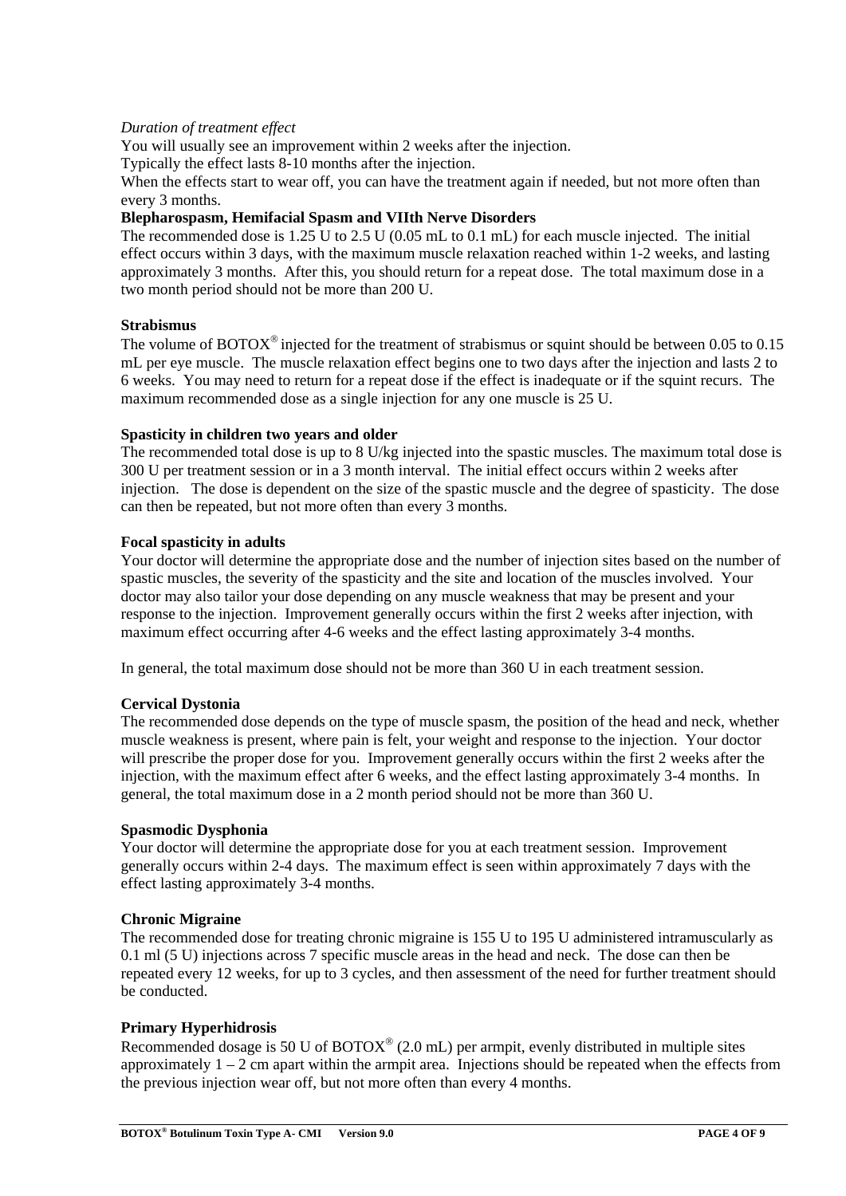*Duration of treatment effect*

You will usually see an improvement within 2 weeks after the injection.

Typically the effect lasts 8-10 months after the injection.

When the effects start to wear off, you can have the treatment again if needed, but not more often than every 3 months.

**Blepharospasm, Hemifacial Spasm and VIIth Nerve Disorders**

The recommended dose is 1.25 U to 2.5 U (0.05 mL to 0.1 mL) for each muscle injected. The initial effect occurs within 3 days, with the maximum muscle relaxation reached within 1-2 weeks, and lasting approximately 3 months. After this, you should return for a repeat dose. The total maximum dose in a two month period should not be more than 200 U.

**Strabismus**

The volume of BOTOX® injected for the treatment of strabismus or squint should be between 0.05 to 0.15 mL per eye muscle. The muscle relaxation effect begins one to two days after the injection and lasts 2 to 6 weeks. You may need to return for a repeat dose if the effect is inadequate or if the squint recurs. The maximum recommended dose as a single injection for any one muscle is 25 U.

**Spasticity in children two years and older**

The recommended total dose is up to 8 U/kg injected into the spastic muscles. The maximum total dose is 300 U per treatment session or in a 3 month interval. The initial effect occurs within 2 weeks after injection. The dose is dependent on the size of the spastic muscle and the degree of spasticity. The dose can then be repeated, but not more often than every 3 months.

**Focal spasticity in adults**

Your doctor will determine the appropriate dose and the number of injection sites based on the number of spastic muscles, the severity of the spasticity and the site and location of the muscles involved. Your doctor may also tailor your dose depending on any muscle weakness that may be present and your response to the injection. Improvement generally occurs within the first 2 weeks after injection, with maximum effect occurring after 4-6 weeks and the effect lasting approximately 3-4 months.

In general, the total maximum dose should not be more than 360 U in each treatment session.

**Cervical Dystonia**

The recommended dose depends on the type of muscle spasm, the position of the head and neck, whether muscle weakness is present, where pain is felt, your weight and response to the injection. Your doctor will prescribe the proper dose for you. Improvement generally occurs within the first 2 weeks after the injection, with the maximum effect after 6 weeks, and the effect lasting approximately 3-4 months. In general, the total maximum dose in a 2 month period should not be more than 360 U.

**Spasmodic Dysphonia**

Your doctor will determine the appropriate dose for you at each treatment session. Improvement generally occurs within 2-4 days. The maximum effect is seen within approximately 7 days with the effect lasting approximately 3-4 months.

**Chronic Migraine**

The recommended dose for treating chronic migraine is 155 U to 195 U administered intramuscularly as 0.1 ml (5 U) injections across 7 specific muscle areas in the head and neck. The dose can then be repeated every 12 weeks, for up to 3 cycles, and then assessment of the need for further treatment should be conducted.

**Primary Hyperhidrosis**

Recommended dosage is 50 U of BOTOX® (2.0 mL) per armpit, evenly distributed in multiple sites approximately 1 – 2 cm apart within the armpit area. Injections should be repeated when the effects from the previous injection wear off, but not more often than every 4 months.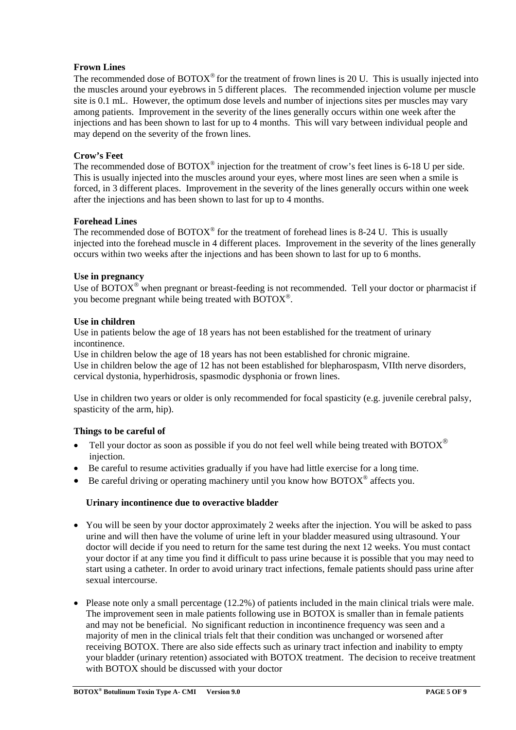**Frown Lines**

The recommended dose of BOTOX® for the treatment of frown lines is 20 U. This is usually injected into the muscles around your eyebrows in 5 different places. The recommended injection volume per muscle site is 0.1 mL. However, the optimum dose levels and number of injections sites per muscles may vary among patients. Improvement in the severity of the lines generally occurs within one week after the injections and has been shown to last for up to 4 months. This will vary between individual people and may depend on the severity of the frown lines.

**Crow's Feet**

The recommended dose of BOTOX® injection for the treatment of crow's feet lines is 6-18 U per side. This is usually injected into the muscles around your eyes, where most lines are seen when a smile is forced, in 3 different places. Improvement in the severity of the lines generally occurs within one week after the injections and has been shown to last for up to 4 months.

**Forehead Lines**

The recommended dose of BOTOX® for the treatment of forehead lines is 8-24 U. This is usually injected into the forehead muscle in 4 different places. Improvement in the severity of the lines generally occurs within two weeks after the injections and has been shown to last for up to 6 months.

**Use in pregnancy**

Use of BOTOX® when pregnant or breast-feeding is not recommended. Tell your doctor or pharmacist if you become pregnant while being treated with BOTOX®.

**Use in children**

Use in patients below the age of 18 years has not been established for the treatment of urinary incontinence.
Use in children below the age of 18 years has not been established for chronic migraine.
Use in children below the age of 12 has not been established for blepharospasm, VIIth nerve disorders, cervical dystonia, hyperhidrosis, spasmodic dysphonia or frown lines.

Use in children two years or older is only recommended for focal spasticity (e.g. juvenile cerebral palsy, spasticity of the arm, hip).

**Things to be careful of**

- Tell your doctor as soon as possible if you do not feel well while being treated with BOTOX® injection.
- Be careful to resume activities gradually if you have had little exercise for a long time.
- Be careful driving or operating machinery until you know how BOTOX® affects you.

**Urinary incontinence due to overactive bladder**

- You will be seen by your doctor approximately 2 weeks after the injection. You will be asked to pass urine and will then have the volume of urine left in your bladder measured using ultrasound. Your doctor will decide if you need to return for the same test during the next 12 weeks. You must contact your doctor if at any time you find it difficult to pass urine because it is possible that you may need to start using a catheter. In order to avoid urinary tract infections, female patients should pass urine after sexual intercourse.

- Please note only a small percentage (12.2%) of patients included in the main clinical trials were male. The improvement seen in male patients following use in BOTOX is smaller than in female patients and may not be beneficial. No significant reduction in incontinence frequency was seen and a majority of men in the clinical trials felt that their condition was unchanged or worsened after receiving BOTOX. There are also side effects such as urinary tract infection and inability to empty your bladder (urinary retention) associated with BOTOX treatment. The decision to receive treatment with BOTOX should be discussed with your doctor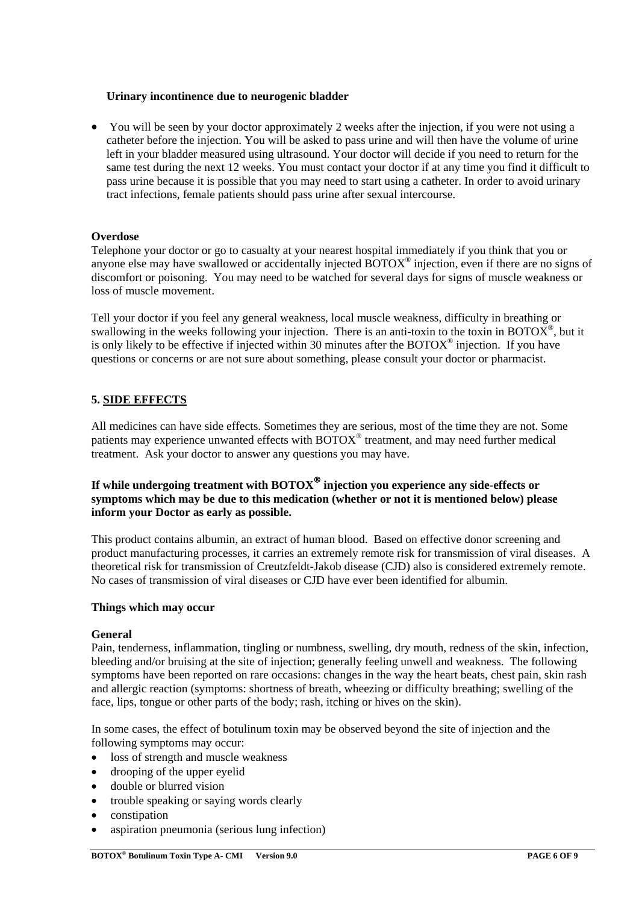**Urinary incontinence due to neurogenic bladder**

- You will be seen by your doctor approximately 2 weeks after the injection, if you were not using a catheter before the injection. You will be asked to pass urine and will then have the volume of urine left in your bladder measured using ultrasound. Your doctor will decide if you need to return for the same test during the next 12 weeks. You must contact your doctor if at any time you find it difficult to pass urine because it is possible that you may need to start using a catheter. In order to avoid urinary tract infections, female patients should pass urine after sexual intercourse.

**Overdose**

Telephone your doctor or go to casualty at your nearest hospital immediately if you think that you or anyone else may have swallowed or accidentally injected BOTOX® injection, even if there are no signs of discomfort or poisoning. You may need to be watched for several days for signs of muscle weakness or loss of muscle movement.

Tell your doctor if you feel any general weakness, local muscle weakness, difficulty in breathing or swallowing in the weeks following your injection. There is an anti-toxin to the toxin in BOTOX®, but it is only likely to be effective if injected within 30 minutes after the BOTOX® injection. If you have questions or concerns or are not sure about something, please consult your doctor or pharmacist.

## 5. SIDE EFFECTS

All medicines can have side effects. Sometimes they are serious, most of the time they are not. Some patients may experience unwanted effects with BOTOX® treatment, and may need further medical treatment. Ask your doctor to answer any questions you may have.

**If while undergoing treatment with BOTOX® injection you experience any side-effects or symptoms which may be due to this medication (whether or not it is mentioned below) please inform your Doctor as early as possible.**

This product contains albumin, an extract of human blood. Based on effective donor screening and product manufacturing processes, it carries an extremely remote risk for transmission of viral diseases. A theoretical risk for transmission of Creutzfeldt-Jakob disease (CJD) also is considered extremely remote. No cases of transmission of viral diseases or CJD have ever been identified for albumin.

**Things which may occur**

**General**

Pain, tenderness, inflammation, tingling or numbness, swelling, dry mouth, redness of the skin, infection, bleeding and/or bruising at the site of injection; generally feeling unwell and weakness. The following symptoms have been reported on rare occasions: changes in the way the heart beats, chest pain, skin rash and allergic reaction (symptoms: shortness of breath, wheezing or difficulty breathing; swelling of the face, lips, tongue or other parts of the body; rash, itching or hives on the skin).

In some cases, the effect of botulinum toxin may be observed beyond the site of injection and the following symptoms may occur:

- loss of strength and muscle weakness
- drooping of the upper eyelid
- double or blurred vision
- trouble speaking or saying words clearly
- constipation
- aspiration pneumonia (serious lung infection)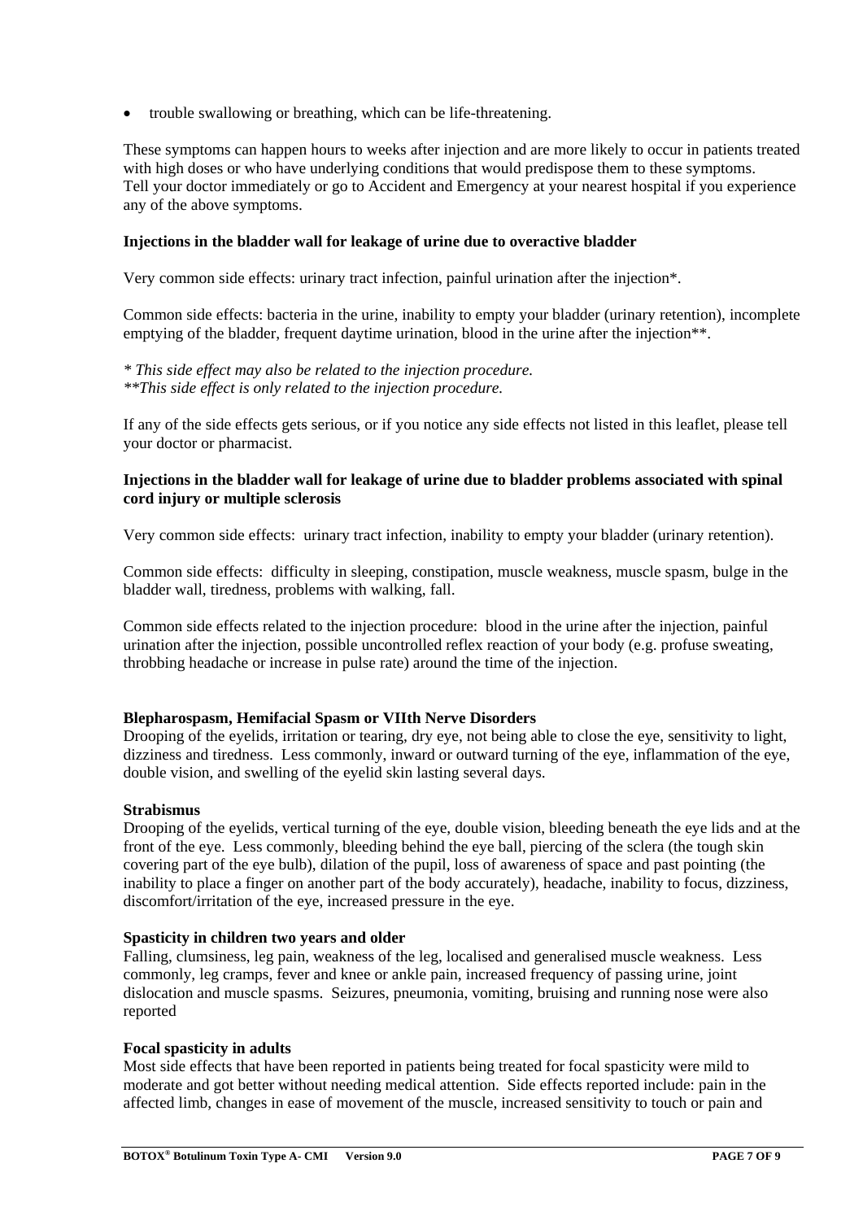- trouble swallowing or breathing, which can be life-threatening.

These symptoms can happen hours to weeks after injection and are more likely to occur in patients treated with high doses or who have underlying conditions that would predispose them to these symptoms. Tell your doctor immediately or go to Accident and Emergency at your nearest hospital if you experience any of the above symptoms.

**Injections in the bladder wall for leakage of urine due to overactive bladder**

Very common side effects: urinary tract infection, painful urination after the injection*.

Common side effects: bacteria in the urine, inability to empty your bladder (urinary retention), incomplete emptying of the bladder, frequent daytime urination, blood in the urine after the injection**.

*\* This side effect may also be related to the injection procedure.*
*\*\*This side effect is only related to the injection procedure.*

If any of the side effects gets serious, or if you notice any side effects not listed in this leaflet, please tell your doctor or pharmacist.

**Injections in the bladder wall for leakage of urine due to bladder problems associated with spinal cord injury or multiple sclerosis**

Very common side effects: urinary tract infection, inability to empty your bladder (urinary retention).

Common side effects: difficulty in sleeping, constipation, muscle weakness, muscle spasm, bulge in the bladder wall, tiredness, problems with walking, fall.

Common side effects related to the injection procedure: blood in the urine after the injection, painful urination after the injection, possible uncontrolled reflex reaction of your body (e.g. profuse sweating, throbbing headache or increase in pulse rate) around the time of the injection.

**Blepharospasm, Hemifacial Spasm or VIIth Nerve Disorders**
Drooping of the eyelids, irritation or tearing, dry eye, not being able to close the eye, sensitivity to light, dizziness and tiredness. Less commonly, inward or outward turning of the eye, inflammation of the eye, double vision, and swelling of the eyelid skin lasting several days.

**Strabismus**
Drooping of the eyelids, vertical turning of the eye, double vision, bleeding beneath the eye lids and at the front of the eye. Less commonly, bleeding behind the eye ball, piercing of the sclera (the tough skin covering part of the eye bulb), dilation of the pupil, loss of awareness of space and past pointing (the inability to place a finger on another part of the body accurately), headache, inability to focus, dizziness, discomfort/irritation of the eye, increased pressure in the eye.

**Spasticity in children two years and older**
Falling, clumsiness, leg pain, weakness of the leg, localised and generalised muscle weakness. Less commonly, leg cramps, fever and knee or ankle pain, increased frequency of passing urine, joint dislocation and muscle spasms. Seizures, pneumonia, vomiting, bruising and running nose were also reported

**Focal spasticity in adults**
Most side effects that have been reported in patients being treated for focal spasticity were mild to moderate and got better without needing medical attention. Side effects reported include: pain in the affected limb, changes in ease of movement of the muscle, increased sensitivity to touch or pain and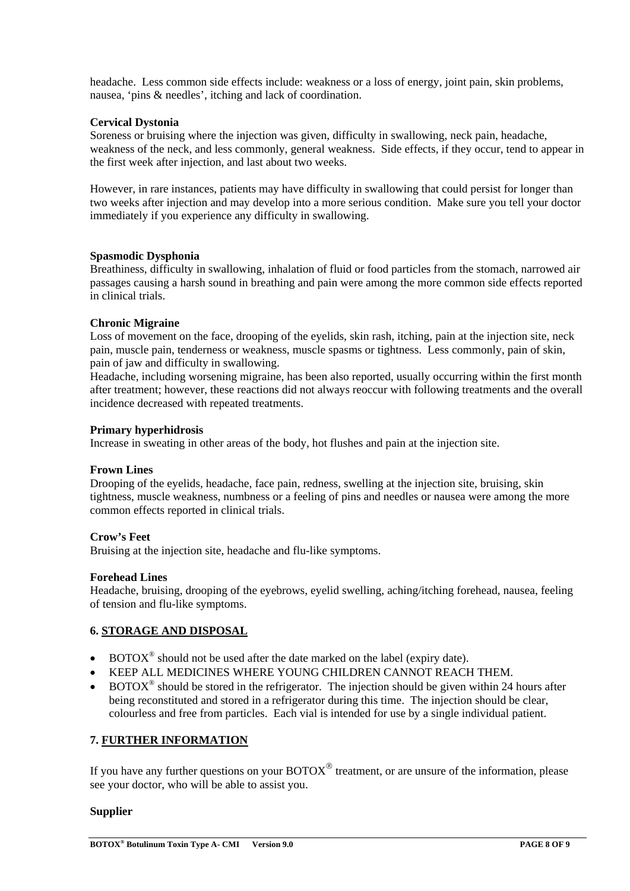headache. Less common side effects include: weakness or a loss of energy, joint pain, skin problems, nausea, 'pins & needles', itching and lack of coordination.

**Cervical Dystonia**

Soreness or bruising where the injection was given, difficulty in swallowing, neck pain, headache, weakness of the neck, and less commonly, general weakness. Side effects, if they occur, tend to appear in the first week after injection, and last about two weeks.

However, in rare instances, patients may have difficulty in swallowing that could persist for longer than two weeks after injection and may develop into a more serious condition. Make sure you tell your doctor immediately if you experience any difficulty in swallowing.

**Spasmodic Dysphonia**

Breathiness, difficulty in swallowing, inhalation of fluid or food particles from the stomach, narrowed air passages causing a harsh sound in breathing and pain were among the more common side effects reported in clinical trials.

**Chronic Migraine**

Loss of movement on the face, drooping of the eyelids, skin rash, itching, pain at the injection site, neck pain, muscle pain, tenderness or weakness, muscle spasms or tightness. Less commonly, pain of skin, pain of jaw and difficulty in swallowing.

Headache, including worsening migraine, has been also reported, usually occurring within the first month after treatment; however, these reactions did not always reoccur with following treatments and the overall incidence decreased with repeated treatments.

**Primary hyperhidrosis**

Increase in sweating in other areas of the body, hot flushes and pain at the injection site.

**Frown Lines**

Drooping of the eyelids, headache, face pain, redness, swelling at the injection site, bruising, skin tightness, muscle weakness, numbness or a feeling of pins and needles or nausea were among the more common effects reported in clinical trials.

**Crow's Feet**

Bruising at the injection site, headache and flu-like symptoms.

**Forehead Lines**

Headache, bruising, drooping of the eyebrows, eyelid swelling, aching/itching forehead, nausea, feeling of tension and flu-like symptoms.

## 6. STORAGE AND DISPOSAL

- BOTOX® should not be used after the date marked on the label (expiry date).
- KEEP ALL MEDICINES WHERE YOUNG CHILDREN CANNOT REACH THEM.
- BOTOX® should be stored in the refrigerator. The injection should be given within 24 hours after being reconstituted and stored in a refrigerator during this time. The injection should be clear, colourless and free from particles. Each vial is intended for use by a single individual patient.

## 7. FURTHER INFORMATION

If you have any further questions on your BOTOX® treatment, or are unsure of the information, please see your doctor, who will be able to assist you.

**Supplier**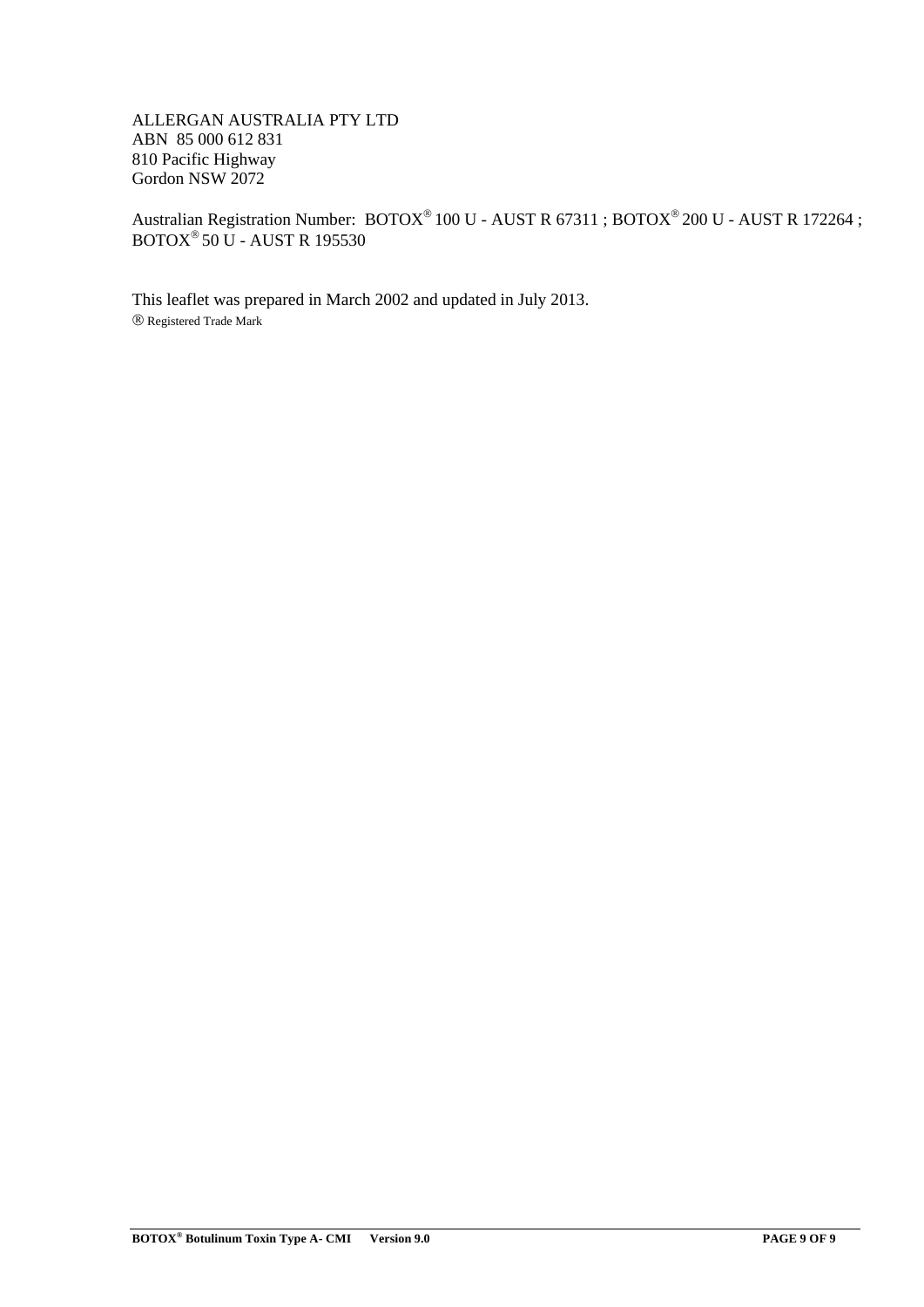ALLERGAN AUSTRALIA PTY LTD
ABN 85 000 612 831
810 Pacific Highway
Gordon NSW 2072

Australian Registration Number: BOTOX® 100 U - AUST R 67311 ; BOTOX® 200 U - AUST R 172264 ; BOTOX® 50 U - AUST R 195530

This leaflet was prepared in March 2002 and updated in July 2013.

® Registered Trade Mark